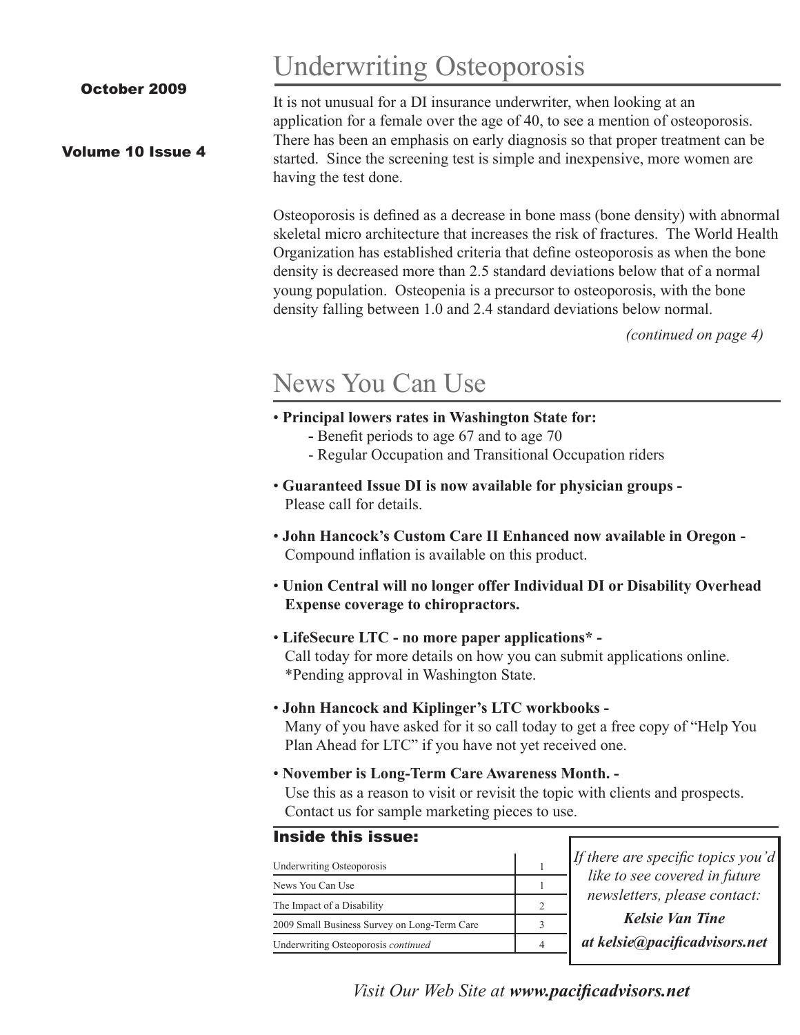October 2009

Volume 10 Issue 4

# Underwriting Osteoporosis

It is not unusual for a DI insurance underwriter, when looking at an application for a female over the age of 40, to see a mention of osteoporosis. There has been an emphasis on early diagnosis so that proper treatment can be started. Since the screening test is simple and inexpensive, more women are having the test done.

Osteoporosis is defined as a decrease in bone mass (bone density) with abnormal skeletal micro architecture that increases the risk of fractures. The World Health Organization has established criteria that define osteoporosis as when the bone density is decreased more than 2.5 standard deviations below that of a normal young population. Osteopenia is a precursor to osteoporosis, with the bone density falling between 1.0 and 2.4 standard deviations below normal.

*(continued on page 4)*

# News You Can Use

- **Principal lowers rates in Washington State for:**
  - Benefit periods to age 67 and to age 70
  - Regular Occupation and Transitional Occupation riders
- **Guaranteed Issue DI is now available for physician groups -** Please call for details.
- **John Hancock's Custom Care II Enhanced now available in Oregon -** Compound inflation is available on this product.
- **Union Central will no longer offer Individual DI or Disability Overhead Expense coverage to chiropractors.**
- **LifeSecure LTC - no more paper applications\* -** Call today for more details on how you can submit applications online. \*Pending approval in Washington State.
- **John Hancock and Kiplinger's LTC workbooks -** Many of you have asked for it so call today to get a free copy of "Help You Plan Ahead for LTC" if you have not yet received one.
- **November is Long-Term Care Awareness Month. -** Use this as a reason to visit or revisit the topic with clients and prospects. Contact us for sample marketing pieces to use.

## Inside this issue:

| | |
|---|---|
| Underwriting Osteoporosis | 1 |
| News You Can Use | 1 |
| The Impact of a Disability | 2 |
| 2009 Small Business Survey on Long-Term Care | 3 |
| Underwriting Osteoporosis *continued* | 4 |

*If there are specific topics you'd like to see covered in future newsletters, please contact:*

***Kelsie Van Tine***

***at kelsie@pacificadvisors.net***

*Visit Our Web Site at **www.pacificadvisors.net***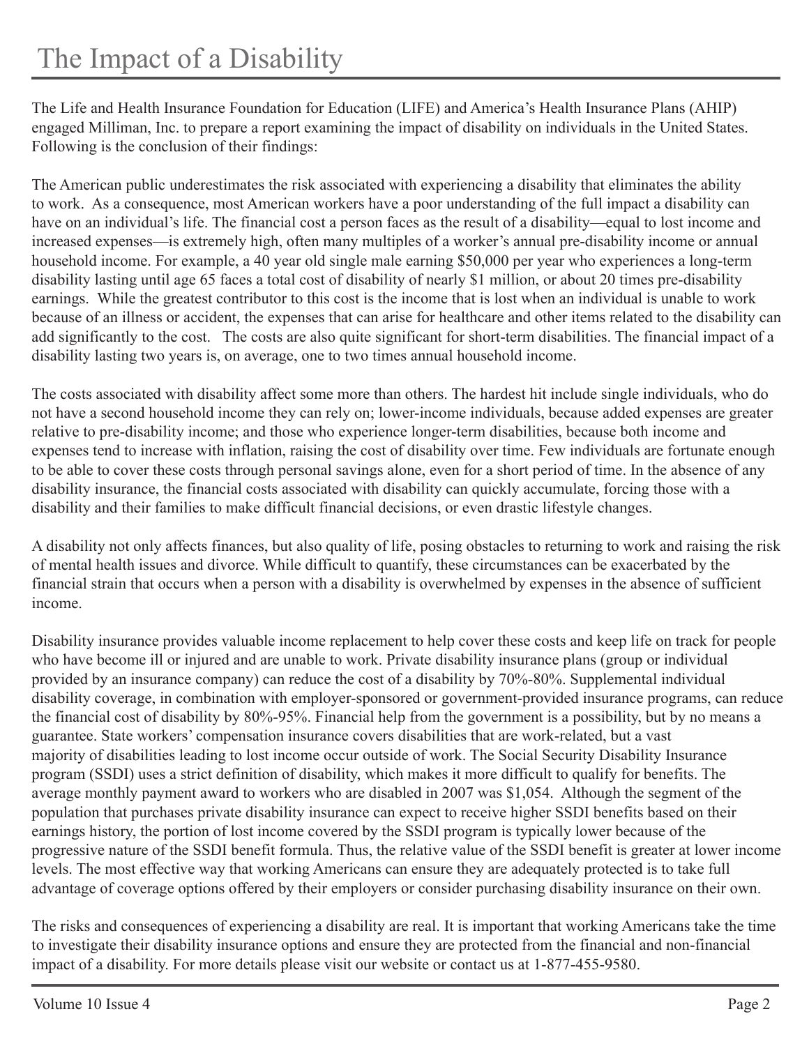# The Impact of a Disability

The Life and Health Insurance Foundation for Education (LIFE) and America's Health Insurance Plans (AHIP) engaged Milliman, Inc. to prepare a report examining the impact of disability on individuals in the United States. Following is the conclusion of their findings:

The American public underestimates the risk associated with experiencing a disability that eliminates the ability to work. As a consequence, most American workers have a poor understanding of the full impact a disability can have on an individual's life. The financial cost a person faces as the result of a disability—equal to lost income and increased expenses—is extremely high, often many multiples of a worker's annual pre-disability income or annual household income. For example, a 40 year old single male earning $50,000 per year who experiences a long-term disability lasting until age 65 faces a total cost of disability of nearly $1 million, or about 20 times pre-disability earnings. While the greatest contributor to this cost is the income that is lost when an individual is unable to work because of an illness or accident, the expenses that can arise for healthcare and other items related to the disability can add significantly to the cost. The costs are also quite significant for short-term disabilities. The financial impact of a disability lasting two years is, on average, one to two times annual household income.

The costs associated with disability affect some more than others. The hardest hit include single individuals, who do not have a second household income they can rely on; lower-income individuals, because added expenses are greater relative to pre-disability income; and those who experience longer-term disabilities, because both income and expenses tend to increase with inflation, raising the cost of disability over time. Few individuals are fortunate enough to be able to cover these costs through personal savings alone, even for a short period of time. In the absence of any disability insurance, the financial costs associated with disability can quickly accumulate, forcing those with a disability and their families to make difficult financial decisions, or even drastic lifestyle changes.

A disability not only affects finances, but also quality of life, posing obstacles to returning to work and raising the risk of mental health issues and divorce. While difficult to quantify, these circumstances can be exacerbated by the financial strain that occurs when a person with a disability is overwhelmed by expenses in the absence of sufficient income.

Disability insurance provides valuable income replacement to help cover these costs and keep life on track for people who have become ill or injured and are unable to work. Private disability insurance plans (group or individual provided by an insurance company) can reduce the cost of a disability by 70%-80%. Supplemental individual disability coverage, in combination with employer-sponsored or government-provided insurance programs, can reduce the financial cost of disability by 80%-95%. Financial help from the government is a possibility, but by no means a guarantee. State workers' compensation insurance covers disabilities that are work-related, but a vast majority of disabilities leading to lost income occur outside of work. The Social Security Disability Insurance program (SSDI) uses a strict definition of disability, which makes it more difficult to qualify for benefits. The average monthly payment award to workers who are disabled in 2007 was $1,054. Although the segment of the population that purchases private disability insurance can expect to receive higher SSDI benefits based on their earnings history, the portion of lost income covered by the SSDI program is typically lower because of the progressive nature of the SSDI benefit formula. Thus, the relative value of the SSDI benefit is greater at lower income levels. The most effective way that working Americans can ensure they are adequately protected is to take full advantage of coverage options offered by their employers or consider purchasing disability insurance on their own.

The risks and consequences of experiencing a disability are real. It is important that working Americans take the time to investigate their disability insurance options and ensure they are protected from the financial and non-financial impact of a disability. For more details please visit our website or contact us at 1-877-455-9580.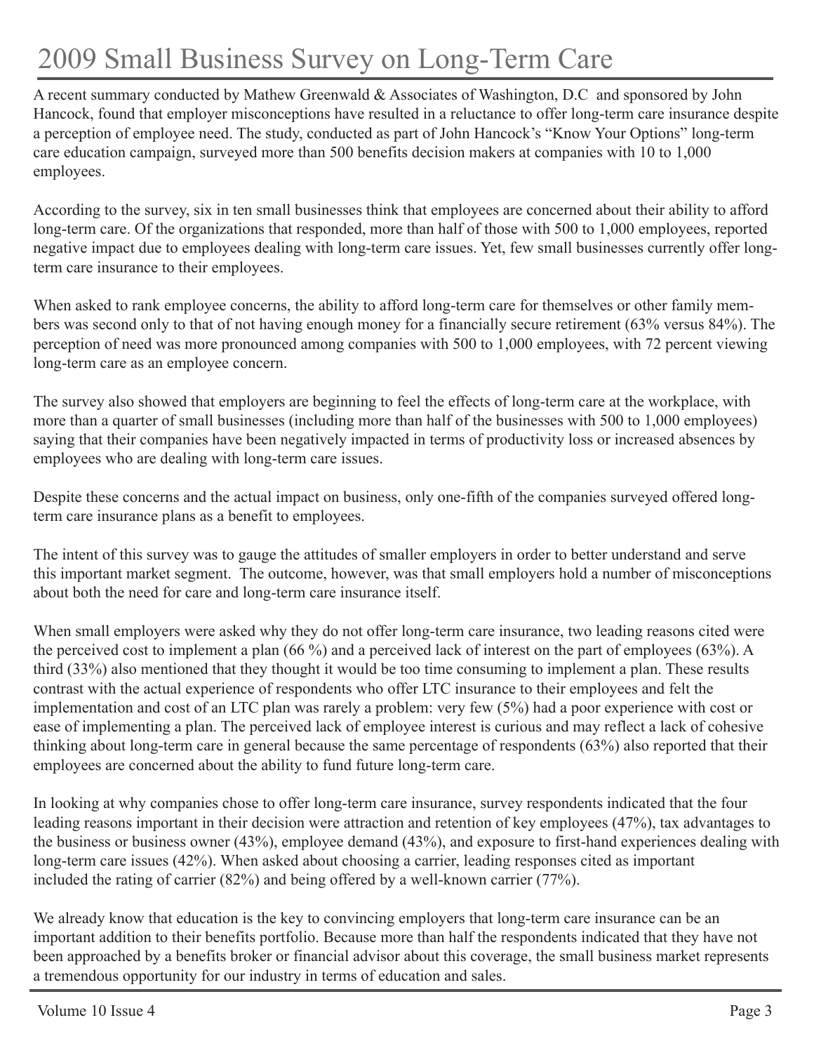# 2009 Small Business Survey on Long-Term Care

A recent summary conducted by Mathew Greenwald & Associates of Washington, D.C and sponsored by John Hancock, found that employer misconceptions have resulted in a reluctance to offer long-term care insurance despite a perception of employee need. The study, conducted as part of John Hancock's "Know Your Options" long-term care education campaign, surveyed more than 500 benefits decision makers at companies with 10 to 1,000 employees.

According to the survey, six in ten small businesses think that employees are concerned about their ability to afford long-term care. Of the organizations that responded, more than half of those with 500 to 1,000 employees, reported negative impact due to employees dealing with long-term care issues. Yet, few small businesses currently offer long-term care insurance to their employees.

When asked to rank employee concerns, the ability to afford long-term care for themselves or other family members was second only to that of not having enough money for a financially secure retirement (63% versus 84%). The perception of need was more pronounced among companies with 500 to 1,000 employees, with 72 percent viewing long-term care as an employee concern.

The survey also showed that employers are beginning to feel the effects of long-term care at the workplace, with more than a quarter of small businesses (including more than half of the businesses with 500 to 1,000 employees) saying that their companies have been negatively impacted in terms of productivity loss or increased absences by employees who are dealing with long-term care issues.

Despite these concerns and the actual impact on business, only one-fifth of the companies surveyed offered long-term care insurance plans as a benefit to employees.

The intent of this survey was to gauge the attitudes of smaller employers in order to better understand and serve this important market segment. The outcome, however, was that small employers hold a number of misconceptions about both the need for care and long-term care insurance itself.

When small employers were asked why they do not offer long-term care insurance, two leading reasons cited were the perceived cost to implement a plan (66 %) and a perceived lack of interest on the part of employees (63%). A third (33%) also mentioned that they thought it would be too time consuming to implement a plan. These results contrast with the actual experience of respondents who offer LTC insurance to their employees and felt the implementation and cost of an LTC plan was rarely a problem: very few (5%) had a poor experience with cost or ease of implementing a plan. The perceived lack of employee interest is curious and may reflect a lack of cohesive thinking about long-term care in general because the same percentage of respondents (63%) also reported that their employees are concerned about the ability to fund future long-term care.

In looking at why companies chose to offer long-term care insurance, survey respondents indicated that the four leading reasons important in their decision were attraction and retention of key employees (47%), tax advantages to the business or business owner (43%), employee demand (43%), and exposure to first-hand experiences dealing with long-term care issues (42%). When asked about choosing a carrier, leading responses cited as important included the rating of carrier (82%) and being offered by a well-known carrier (77%).

We already know that education is the key to convincing employers that long-term care insurance can be an important addition to their benefits portfolio. Because more than half the respondents indicated that they have not been approached by a benefits broker or financial advisor about this coverage, the small business market represents a tremendous opportunity for our industry in terms of education and sales.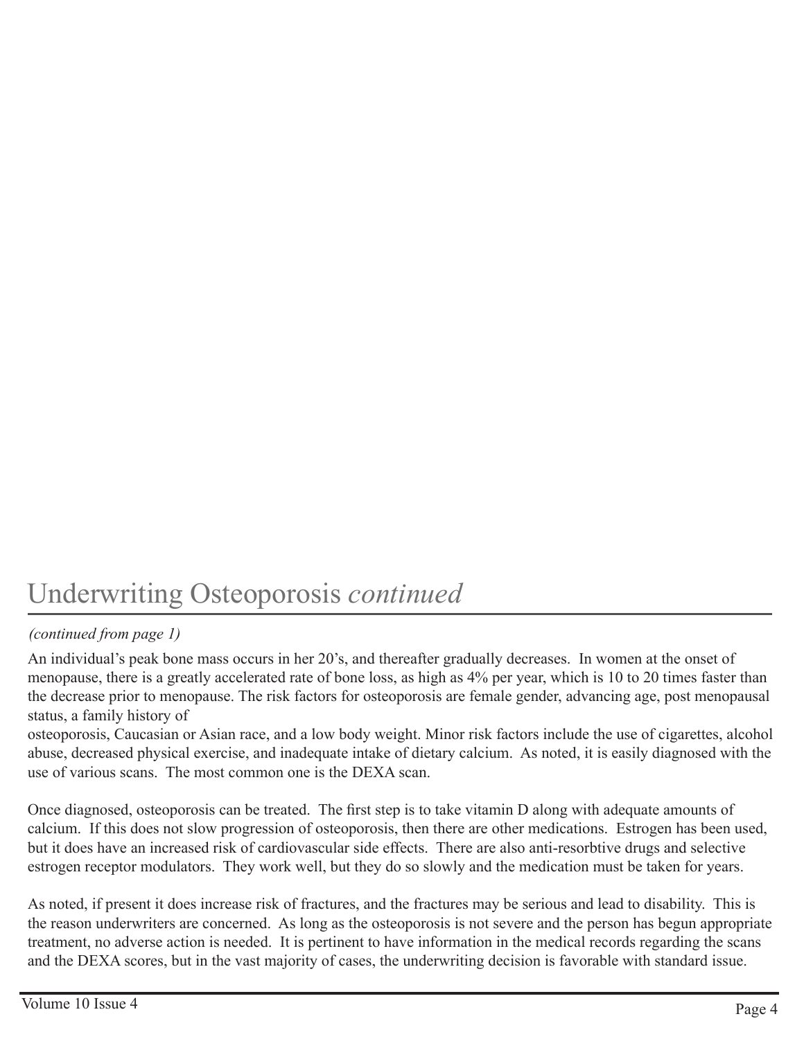# Underwriting Osteoporosis *continued*

*(continued from page 1)*

An individual's peak bone mass occurs in her 20's, and thereafter gradually decreases. In women at the onset of menopause, there is a greatly accelerated rate of bone loss, as high as 4% per year, which is 10 to 20 times faster than the decrease prior to menopause. The risk factors for osteoporosis are female gender, advancing age, post menopausal status, a family history of osteoporosis, Caucasian or Asian race, and a low body weight. Minor risk factors include the use of cigarettes, alcohol abuse, decreased physical exercise, and inadequate intake of dietary calcium. As noted, it is easily diagnosed with the use of various scans. The most common one is the DEXA scan.

Once diagnosed, osteoporosis can be treated. The first step is to take vitamin D along with adequate amounts of calcium. If this does not slow progression of osteoporosis, then there are other medications. Estrogen has been used, but it does have an increased risk of cardiovascular side effects. There are also anti-resorbtive drugs and selective estrogen receptor modulators. They work well, but they do so slowly and the medication must be taken for years.

As noted, if present it does increase risk of fractures, and the fractures may be serious and lead to disability. This is the reason underwriters are concerned. As long as the osteoporosis is not severe and the person has begun appropriate treatment, no adverse action is needed. It is pertinent to have information in the medical records regarding the scans and the DEXA scores, but in the vast majority of cases, the underwriting decision is favorable with standard issue.